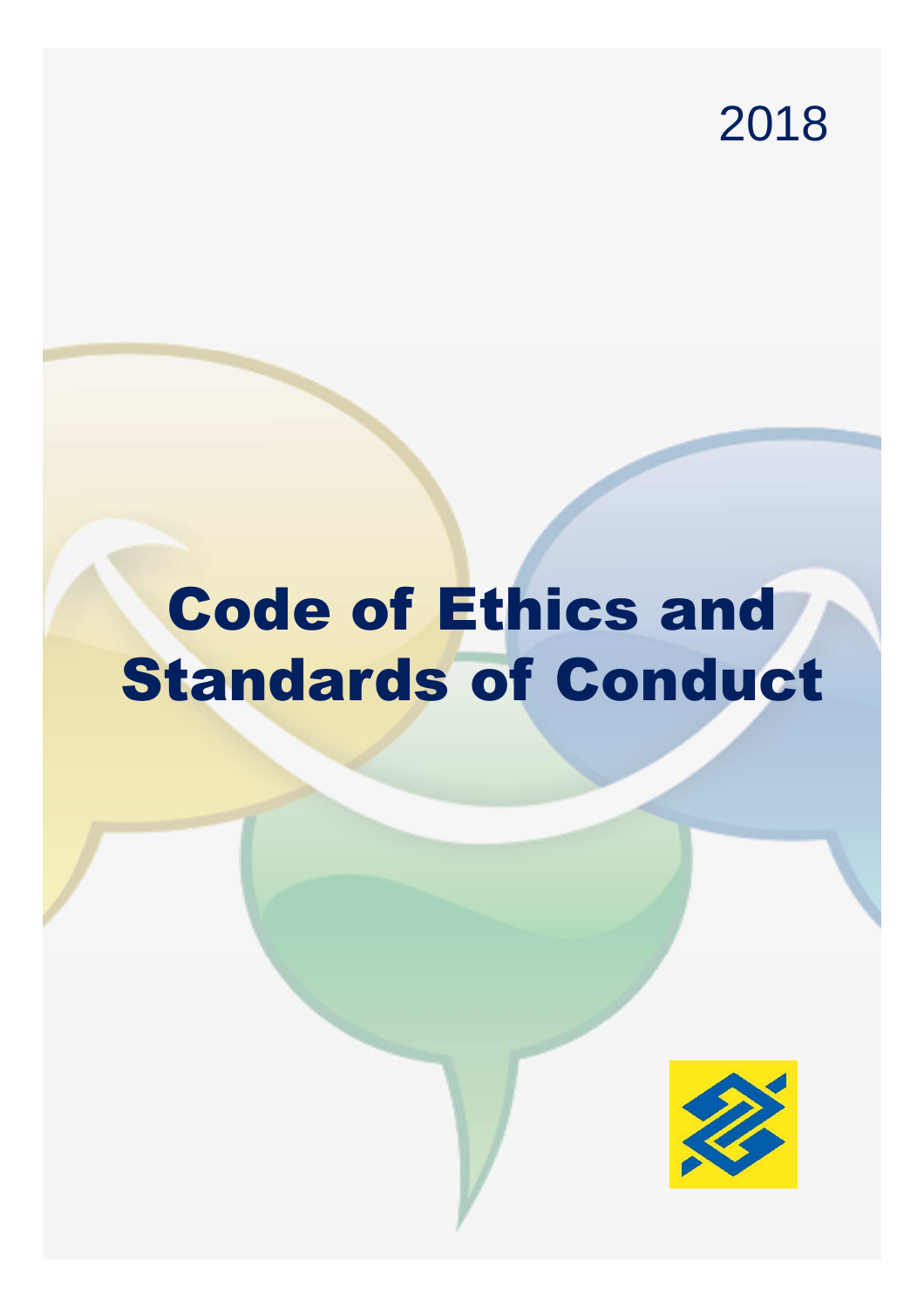2018

# Code of Ethics and Standards of Conduct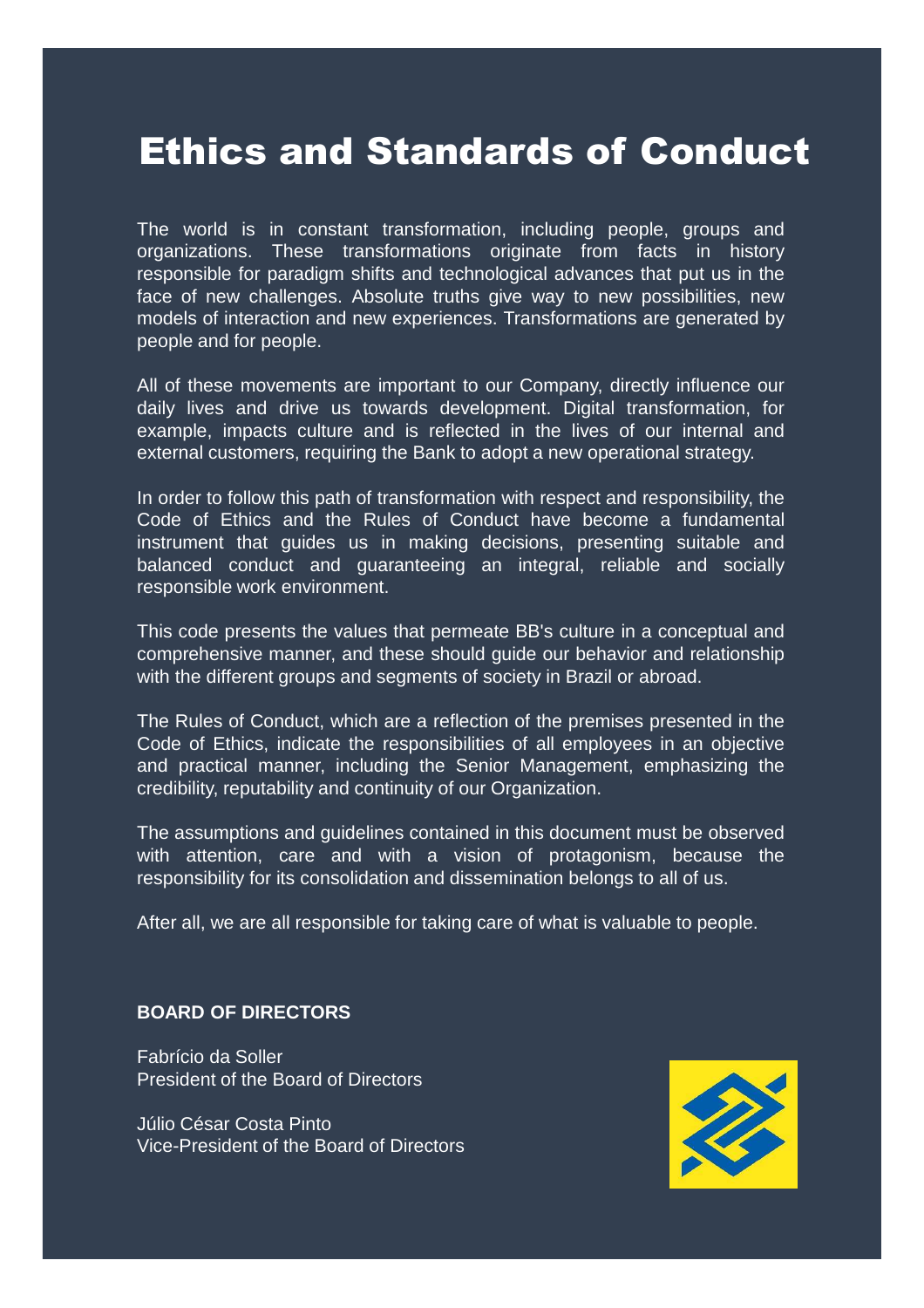# Ethics and Standards of Conduct

The world is in constant transformation, including people, groups and organizations. These transformations originate from facts in history responsible for paradigm shifts and technological advances that put us in the face of new challenges. Absolute truths give way to new possibilities, new models of interaction and new experiences. Transformations are generated by people and for people.

All of these movements are important to our Company, directly influence our daily lives and drive us towards development. Digital transformation, for example, impacts culture and is reflected in the lives of our internal and external customers, requiring the Bank to adopt a new operational strategy.

In order to follow this path of transformation with respect and responsibility, the Code of Ethics and the Rules of Conduct have become a fundamental instrument that guides us in making decisions, presenting suitable and balanced conduct and guaranteeing an integral, reliable and socially responsible work environment.

This code presents the values that permeate BB's culture in a conceptual and comprehensive manner, and these should guide our behavior and relationship with the different groups and segments of society in Brazil or abroad.

The Rules of Conduct, which are a reflection of the premises presented in the Code of Ethics, indicate the responsibilities of all employees in an objective and practical manner, including the Senior Management, emphasizing the credibility, reputability and continuity of our Organization.

The assumptions and guidelines contained in this document must be observed with attention, care and with a vision of protagonism, because the responsibility for its consolidation and dissemination belongs to all of us.

After all, we are all responsible for taking care of what is valuable to people.

**BOARD OF DIRECTORS**

Fabrício da Soller
President of the Board of Directors

Júlio César Costa Pinto
Vice-President of the Board of Directors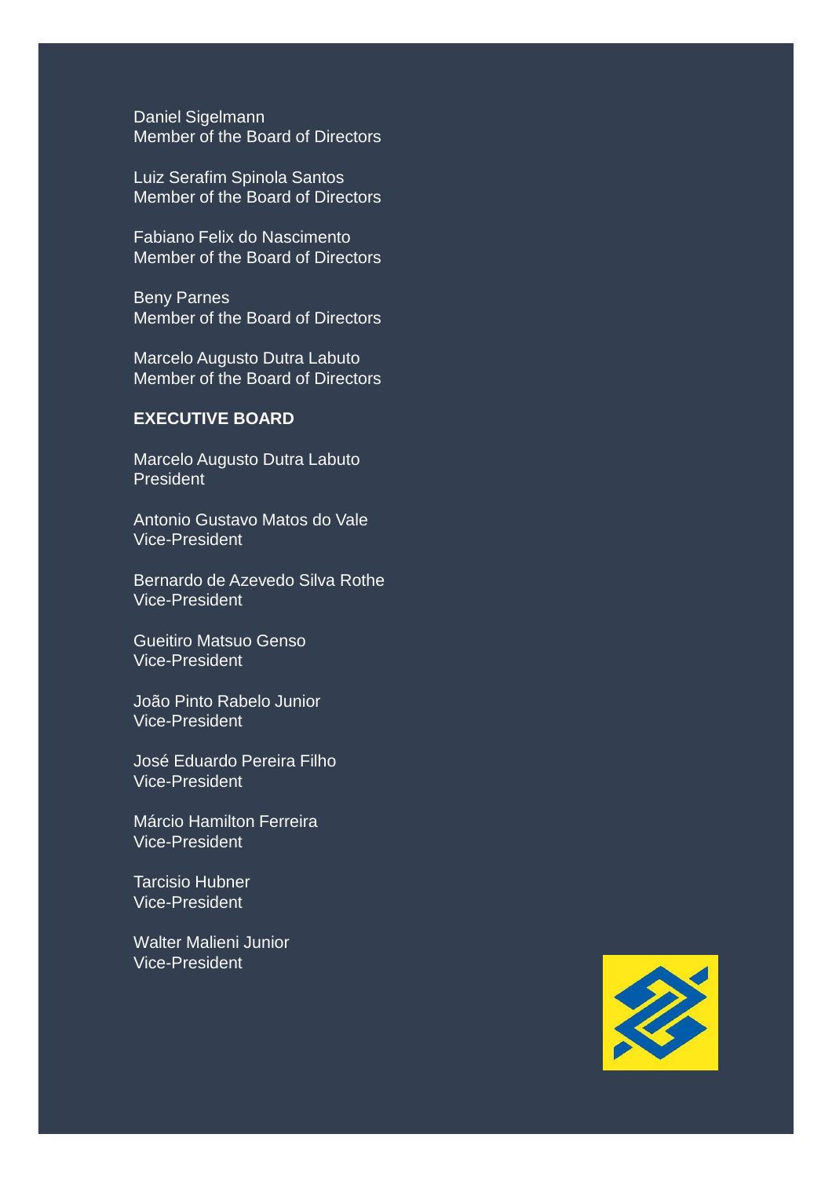Daniel Sigelmann
Member of the Board of Directors

Luiz Serafim Spinola Santos
Member of the Board of Directors

Fabiano Felix do Nascimento
Member of the Board of Directors

Beny Parnes
Member of the Board of Directors

Marcelo Augusto Dutra Labuto
Member of the Board of Directors

**EXECUTIVE BOARD**

Marcelo Augusto Dutra Labuto
President

Antonio Gustavo Matos do Vale
Vice-President

Bernardo de Azevedo Silva Rothe
Vice-President

Gueitiro Matsuo Genso
Vice-President

João Pinto Rabelo Junior
Vice-President

José Eduardo Pereira Filho
Vice-President

Márcio Hamilton Ferreira
Vice-President

Tarcisio Hubner
Vice-President

Walter Malieni Junior
Vice-President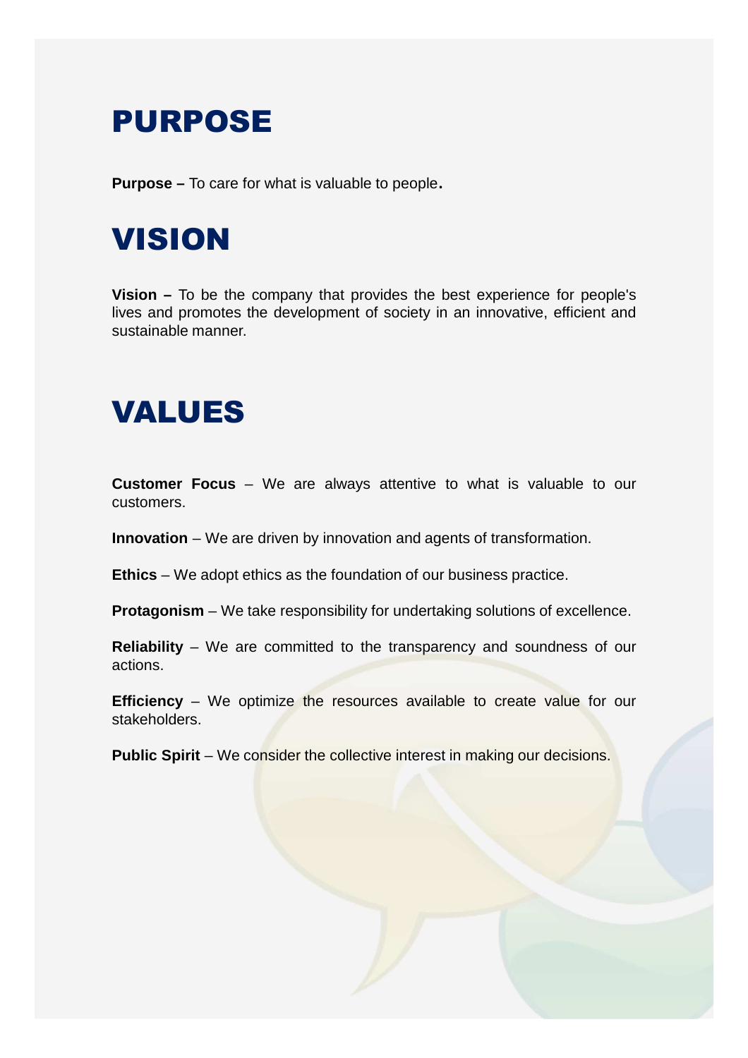# PURPOSE

**Purpose –** To care for what is valuable to people.

# VISION

**Vision –** To be the company that provides the best experience for people's lives and promotes the development of society in an innovative, efficient and sustainable manner.

# VALUES

**Customer Focus** – We are always attentive to what is valuable to our customers.

**Innovation** – We are driven by innovation and agents of transformation.

**Ethics** – We adopt ethics as the foundation of our business practice.

**Protagonism** – We take responsibility for undertaking solutions of excellence.

**Reliability** – We are committed to the transparency and soundness of our actions.

**Efficiency** – We optimize the resources available to create value for our stakeholders.

**Public Spirit** – We consider the collective interest in making our decisions.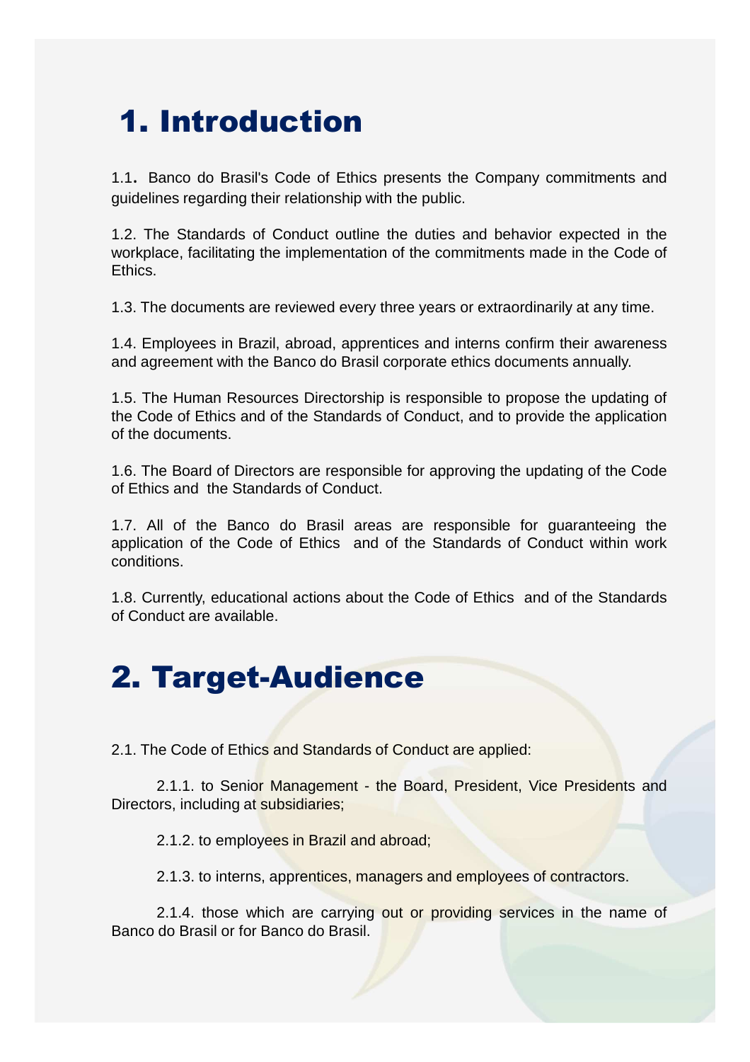# 1. Introduction

1.1. Banco do Brasil's Code of Ethics presents the Company commitments and guidelines regarding their relationship with the public.

1.2. The Standards of Conduct outline the duties and behavior expected in the workplace, facilitating the implementation of the commitments made in the Code of Ethics.

1.3. The documents are reviewed every three years or extraordinarily at any time.

1.4. Employees in Brazil, abroad, apprentices and interns confirm their awareness and agreement with the Banco do Brasil corporate ethics documents annually.

1.5. The Human Resources Directorship is responsible to propose the updating of the Code of Ethics and of the Standards of Conduct, and to provide the application of the documents.

1.6. The Board of Directors are responsible for approving the updating of the Code of Ethics and the Standards of Conduct.

1.7. All of the Banco do Brasil areas are responsible for guaranteeing the application of the Code of Ethics and of the Standards of Conduct within work conditions.

1.8. Currently, educational actions about the Code of Ethics and of the Standards of Conduct are available.

# 2. Target-Audience

2.1. The Code of Ethics and Standards of Conduct are applied:

2.1.1. to Senior Management - the Board, President, Vice Presidents and Directors, including at subsidiaries;

2.1.2. to employees in Brazil and abroad;

2.1.3. to interns, apprentices, managers and employees of contractors.

2.1.4. those which are carrying out or providing services in the name of Banco do Brasil or for Banco do Brasil.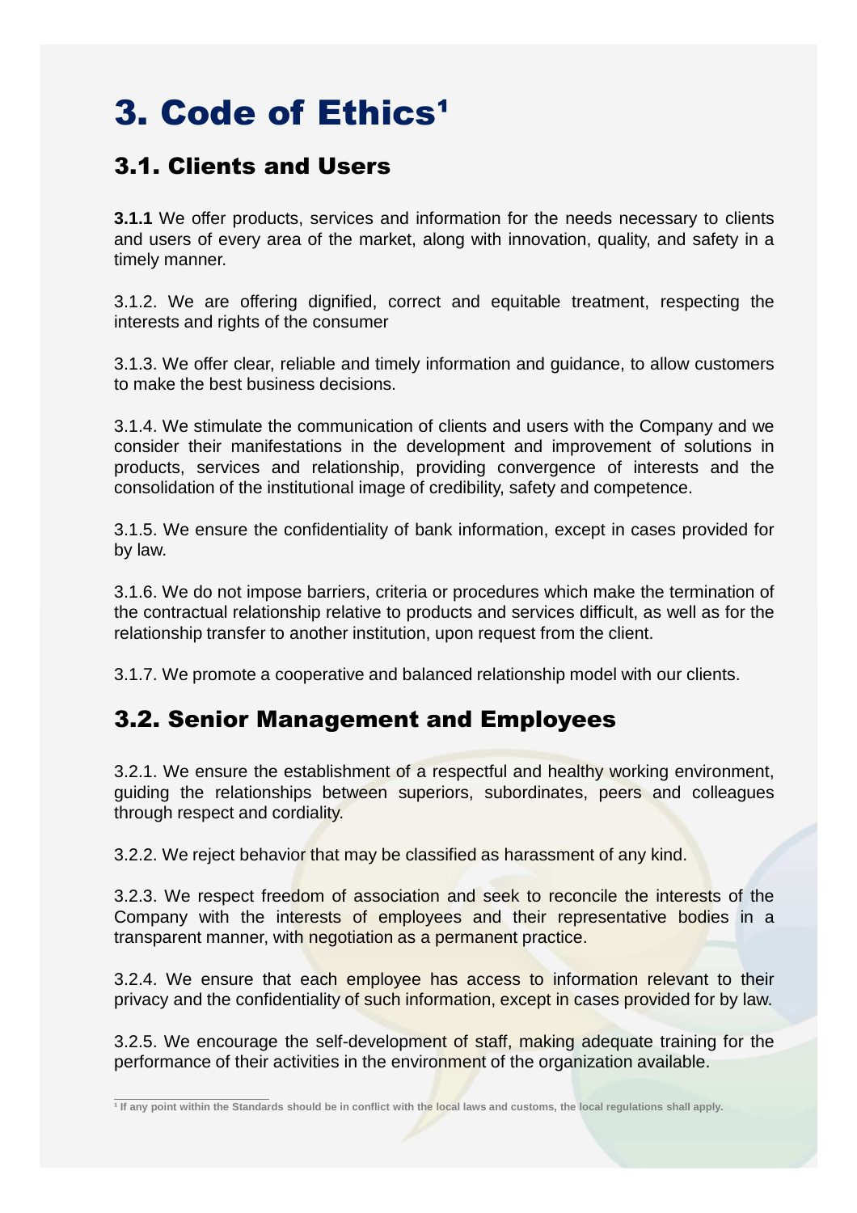# 3. Code of Ethics[1]

## 3.1. Clients and Users

**3.1.1** We offer products, services and information for the needs necessary to clients and users of every area of the market, along with innovation, quality, and safety in a timely manner.

3.1.2. We are offering dignified, correct and equitable treatment, respecting the interests and rights of the consumer

3.1.3. We offer clear, reliable and timely information and guidance, to allow customers to make the best business decisions.

3.1.4. We stimulate the communication of clients and users with the Company and we consider their manifestations in the development and improvement of solutions in products, services and relationship, providing convergence of interests and the consolidation of the institutional image of credibility, safety and competence.

3.1.5. We ensure the confidentiality of bank information, except in cases provided for by law.

3.1.6. We do not impose barriers, criteria or procedures which make the termination of the contractual relationship relative to products and services difficult, as well as for the relationship transfer to another institution, upon request from the client.

3.1.7. We promote a cooperative and balanced relationship model with our clients.

## 3.2. Senior Management and Employees

3.2.1. We ensure the establishment of a respectful and healthy working environment, guiding the relationships between superiors, subordinates, peers and colleagues through respect and cordiality.

3.2.2. We reject behavior that may be classified as harassment of any kind.

3.2.3. We respect freedom of association and seek to reconcile the interests of the Company with the interests of employees and their representative bodies in a transparent manner, with negotiation as a permanent practice.

3.2.4. We ensure that each employee has access to information relevant to their privacy and the confidentiality of such information, except in cases provided for by law.

3.2.5. We encourage the self-development of staff, making adequate training for the performance of their activities in the environment of the organization available.

[1] If any point within the Standards should be in conflict with the local laws and customs, the local regulations shall apply.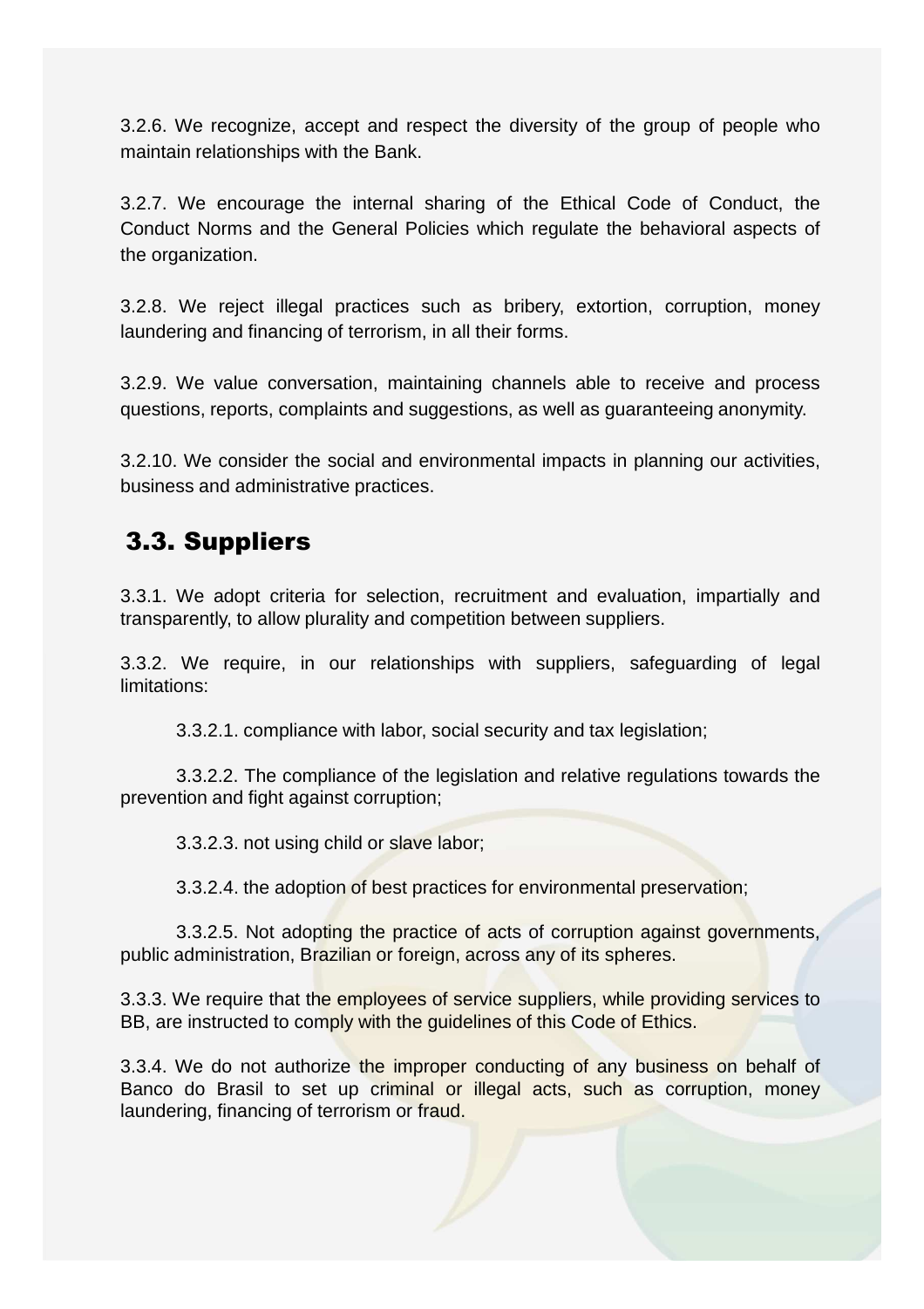3.2.6. We recognize, accept and respect the diversity of the group of people who maintain relationships with the Bank.

3.2.7. We encourage the internal sharing of the Ethical Code of Conduct, the Conduct Norms and the General Policies which regulate the behavioral aspects of the organization.

3.2.8. We reject illegal practices such as bribery, extortion, corruption, money laundering and financing of terrorism, in all their forms.

3.2.9. We value conversation, maintaining channels able to receive and process questions, reports, complaints and suggestions, as well as guaranteeing anonymity.

3.2.10. We consider the social and environmental impacts in planning our activities, business and administrative practices.

## 3.3. Suppliers

3.3.1. We adopt criteria for selection, recruitment and evaluation, impartially and transparently, to allow plurality and competition between suppliers.

3.3.2. We require, in our relationships with suppliers, safeguarding of legal limitations:

3.3.2.1. compliance with labor, social security and tax legislation;

3.3.2.2. The compliance of the legislation and relative regulations towards the prevention and fight against corruption;

3.3.2.3. not using child or slave labor;

3.3.2.4. the adoption of best practices for environmental preservation;

3.3.2.5. Not adopting the practice of acts of corruption against governments, public administration, Brazilian or foreign, across any of its spheres.

3.3.3. We require that the employees of service suppliers, while providing services to BB, are instructed to comply with the guidelines of this Code of Ethics.

3.3.4. We do not authorize the improper conducting of any business on behalf of Banco do Brasil to set up criminal or illegal acts, such as corruption, money laundering, financing of terrorism or fraud.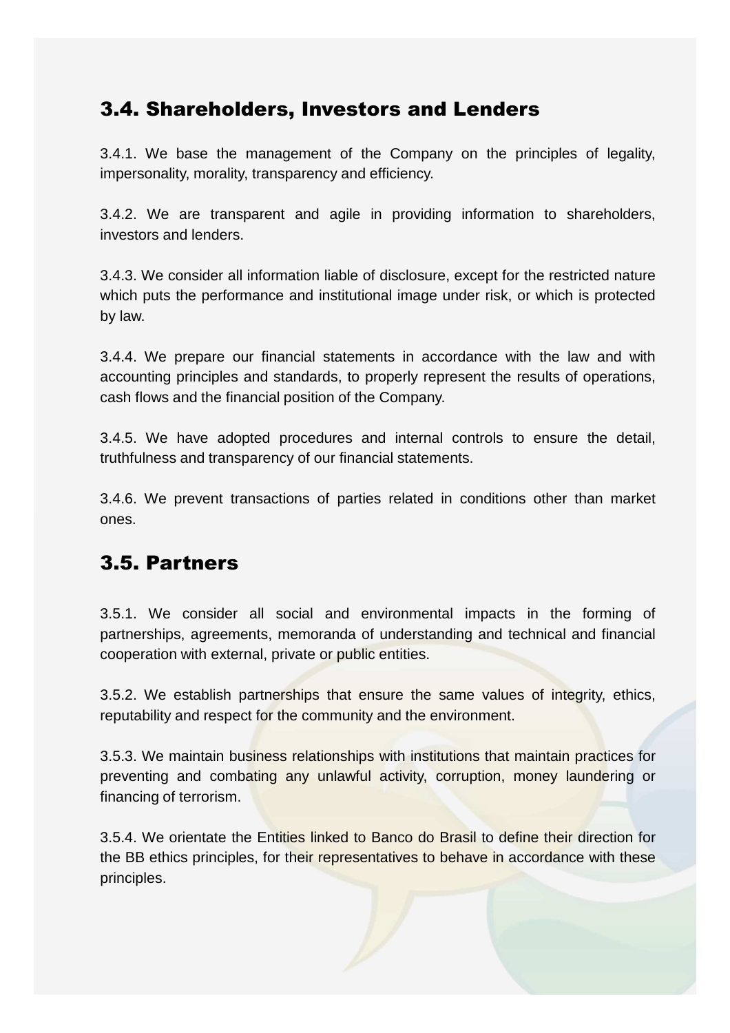## 3.4. Shareholders, Investors and Lenders

3.4.1. We base the management of the Company on the principles of legality, impersonality, morality, transparency and efficiency.

3.4.2. We are transparent and agile in providing information to shareholders, investors and lenders.

3.4.3. We consider all information liable of disclosure, except for the restricted nature which puts the performance and institutional image under risk, or which is protected by law.

3.4.4. We prepare our financial statements in accordance with the law and with accounting principles and standards, to properly represent the results of operations, cash flows and the financial position of the Company.

3.4.5. We have adopted procedures and internal controls to ensure the detail, truthfulness and transparency of our financial statements.

3.4.6. We prevent transactions of parties related in conditions other than market ones.

## 3.5. Partners

3.5.1. We consider all social and environmental impacts in the forming of partnerships, agreements, memoranda of understanding and technical and financial cooperation with external, private or public entities.

3.5.2. We establish partnerships that ensure the same values of integrity, ethics, reputability and respect for the community and the environment.

3.5.3. We maintain business relationships with institutions that maintain practices for preventing and combating any unlawful activity, corruption, money laundering or financing of terrorism.

3.5.4. We orientate the Entities linked to Banco do Brasil to define their direction for the BB ethics principles, for their representatives to behave in accordance with these principles.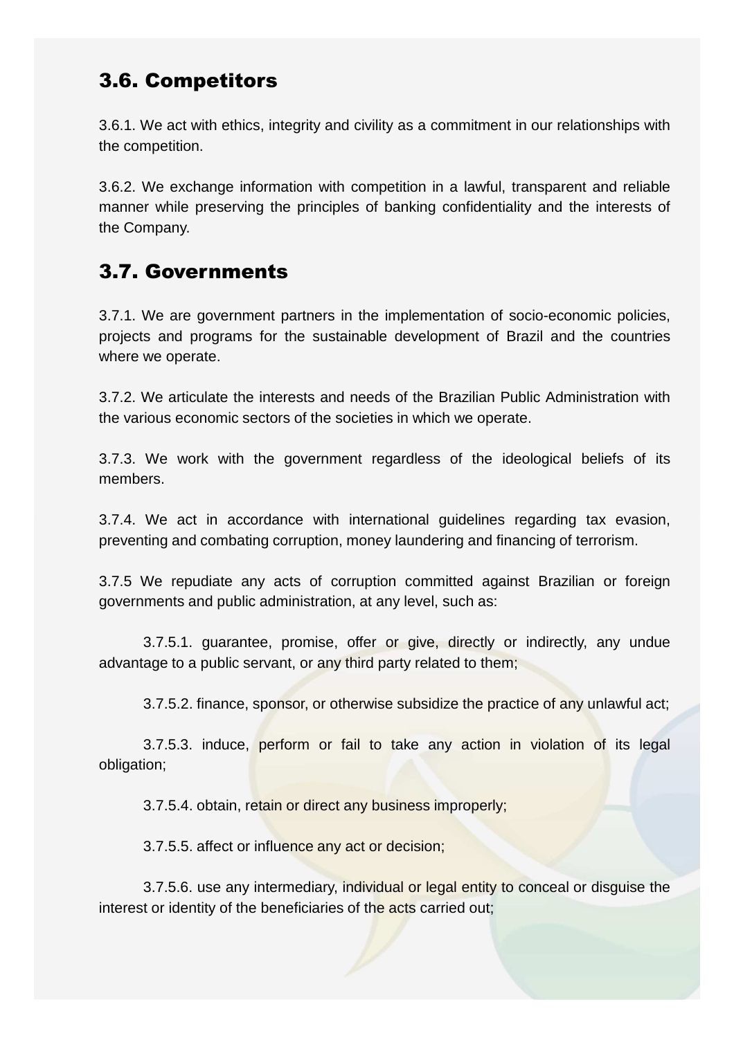## 3.6. Competitors

3.6.1. We act with ethics, integrity and civility as a commitment in our relationships with the competition.

3.6.2. We exchange information with competition in a lawful, transparent and reliable manner while preserving the principles of banking confidentiality and the interests of the Company.

## 3.7. Governments

3.7.1. We are government partners in the implementation of socio-economic policies, projects and programs for the sustainable development of Brazil and the countries where we operate.

3.7.2. We articulate the interests and needs of the Brazilian Public Administration with the various economic sectors of the societies in which we operate.

3.7.3. We work with the government regardless of the ideological beliefs of its members.

3.7.4. We act in accordance with international guidelines regarding tax evasion, preventing and combating corruption, money laundering and financing of terrorism.

3.7.5 We repudiate any acts of corruption committed against Brazilian or foreign governments and public administration, at any level, such as:

3.7.5.1. guarantee, promise, offer or give, directly or indirectly, any undue advantage to a public servant, or any third party related to them;

3.7.5.2. finance, sponsor, or otherwise subsidize the practice of any unlawful act;

3.7.5.3. induce, perform or fail to take any action in violation of its legal obligation;

3.7.5.4. obtain, retain or direct any business improperly;

3.7.5.5. affect or influence any act or decision;

3.7.5.6. use any intermediary, individual or legal entity to conceal or disguise the interest or identity of the beneficiaries of the acts carried out;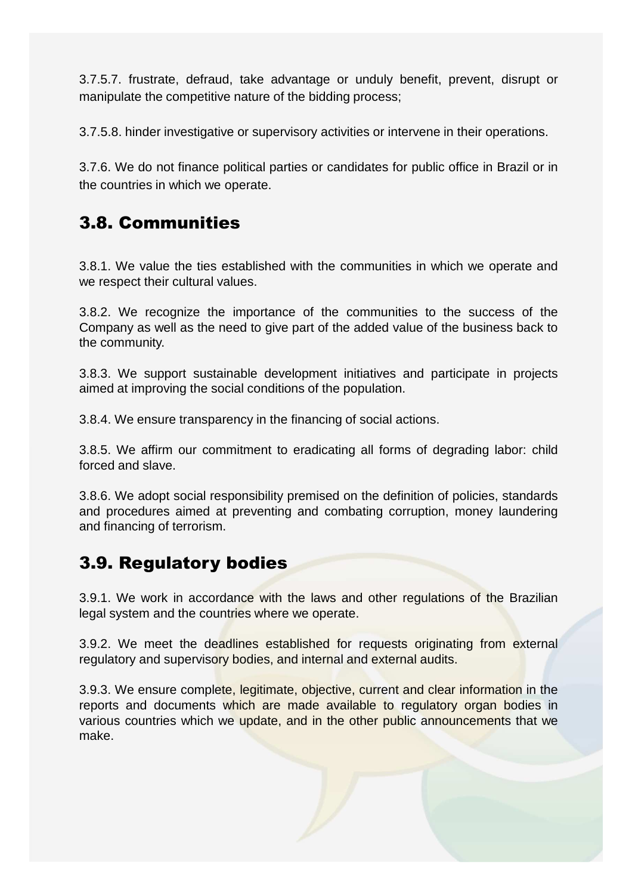3.7.5.7. frustrate, defraud, take advantage or unduly benefit, prevent, disrupt or manipulate the competitive nature of the bidding process;

3.7.5.8. hinder investigative or supervisory activities or intervene in their operations.

3.7.6. We do not finance political parties or candidates for public office in Brazil or in the countries in which we operate.

## 3.8. Communities

3.8.1. We value the ties established with the communities in which we operate and we respect their cultural values.

3.8.2. We recognize the importance of the communities to the success of the Company as well as the need to give part of the added value of the business back to the community.

3.8.3. We support sustainable development initiatives and participate in projects aimed at improving the social conditions of the population.

3.8.4. We ensure transparency in the financing of social actions.

3.8.5. We affirm our commitment to eradicating all forms of degrading labor: child forced and slave.

3.8.6. We adopt social responsibility premised on the definition of policies, standards and procedures aimed at preventing and combating corruption, money laundering and financing of terrorism.

## 3.9. Regulatory bodies

3.9.1. We work in accordance with the laws and other regulations of the Brazilian legal system and the countries where we operate.

3.9.2. We meet the deadlines established for requests originating from external regulatory and supervisory bodies, and internal and external audits.

3.9.3. We ensure complete, legitimate, objective, current and clear information in the reports and documents which are made available to regulatory organ bodies in various countries which we update, and in the other public announcements that we make.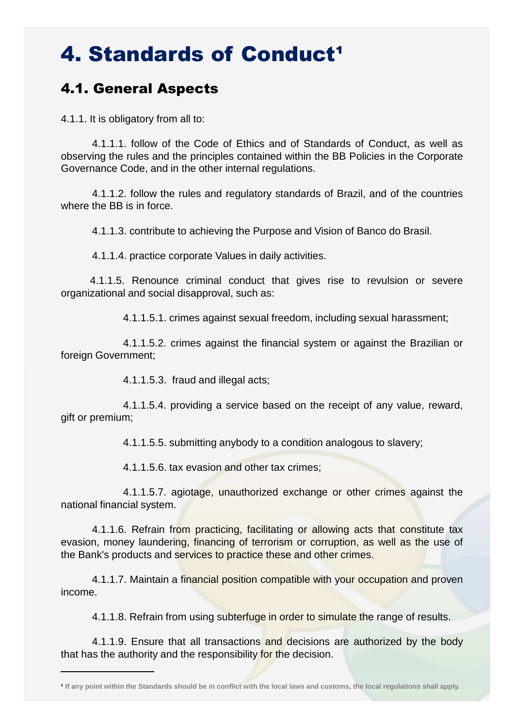# 4. Standards of Conduct[1]

## 4.1. General Aspects

4.1.1. It is obligatory from all to:

4.1.1.1. follow of the Code of Ethics and of Standards of Conduct, as well as observing the rules and the principles contained within the BB Policies in the Corporate Governance Code, and in the other internal regulations.

4.1.1.2. follow the rules and regulatory standards of Brazil, and of the countries where the BB is in force.

4.1.1.3. contribute to achieving the Purpose and Vision of Banco do Brasil.

4.1.1.4. practice corporate Values in daily activities.

4.1.1.5. Renounce criminal conduct that gives rise to revulsion or severe organizational and social disapproval, such as:

4.1.1.5.1. crimes against sexual freedom, including sexual harassment;

4.1.1.5.2. crimes against the financial system or against the Brazilian or foreign Government;

4.1.1.5.3. fraud and illegal acts;

4.1.1.5.4. providing a service based on the receipt of any value, reward, gift or premium;

4.1.1.5.5. submitting anybody to a condition analogous to slavery;

4.1.1.5.6. tax evasion and other tax crimes;

4.1.1.5.7. agiotage, unauthorized exchange or other crimes against the national financial system.

4.1.1.6. Refrain from practicing, facilitating or allowing acts that constitute tax evasion, money laundering, financing of terrorism or corruption, as well as the use of the Bank's products and services to practice these and other crimes.

4.1.1.7. Maintain a financial position compatible with your occupation and proven income.

4.1.1.8. Refrain from using subterfuge in order to simulate the range of results.

4.1.1.9. Ensure that all transactions and decisions are authorized by the body that has the authority and the responsibility for the decision.

---

[1] If any point within the Standards should be in conflict with the local laws and customs, the local regulations shall apply.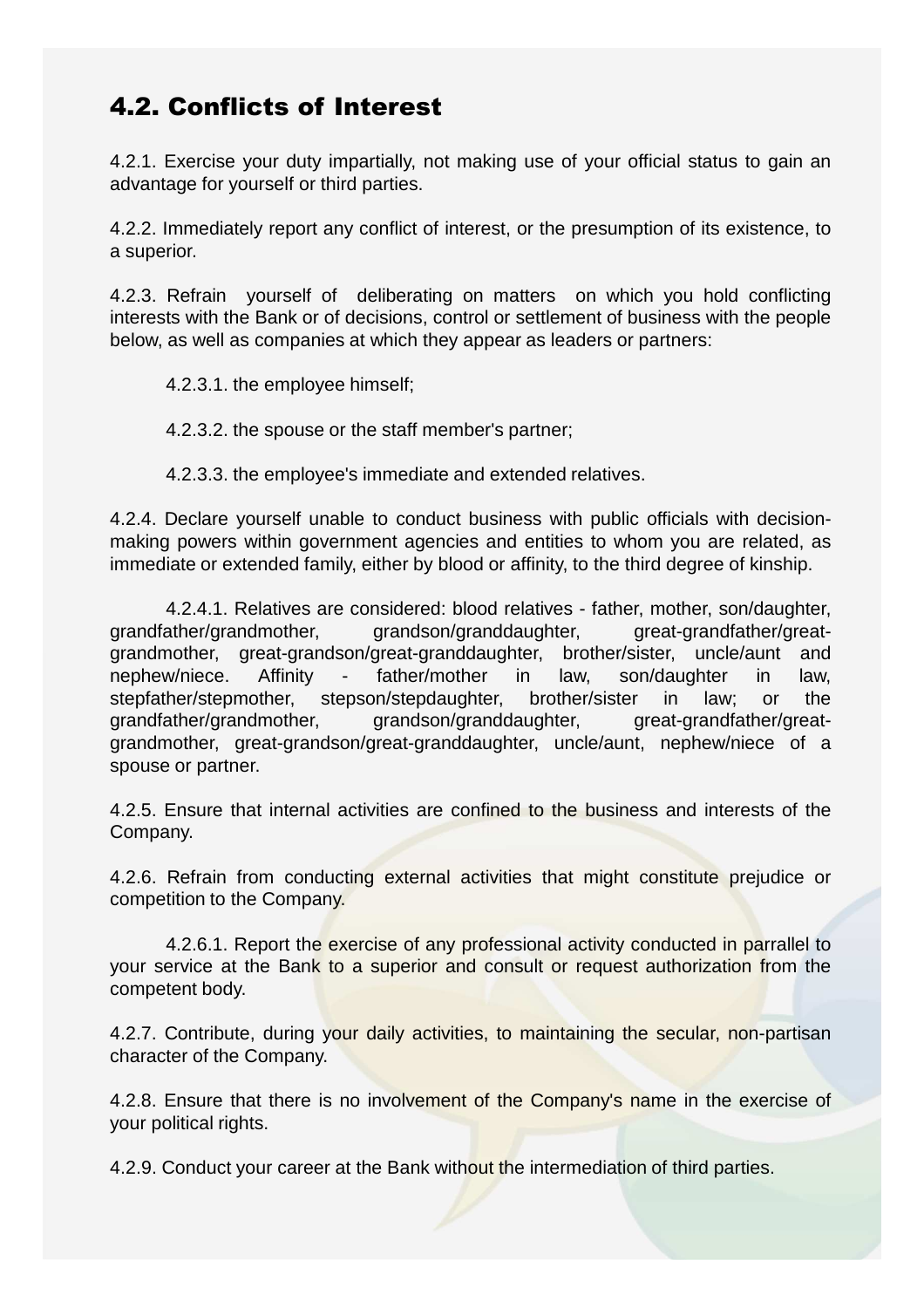## 4.2. Conflicts of Interest

4.2.1. Exercise your duty impartially, not making use of your official status to gain an advantage for yourself or third parties.

4.2.2. Immediately report any conflict of interest, or the presumption of its existence, to a superior.

4.2.3. Refrain yourself of deliberating on matters on which you hold conflicting interests with the Bank or of decisions, control or settlement of business with the people below, as well as companies at which they appear as leaders or partners:

4.2.3.1. the employee himself;

4.2.3.2. the spouse or the staff member's partner;

4.2.3.3. the employee's immediate and extended relatives.

4.2.4. Declare yourself unable to conduct business with public officials with decision-making powers within government agencies and entities to whom you are related, as immediate or extended family, either by blood or affinity, to the third degree of kinship.

4.2.4.1. Relatives are considered: blood relatives - father, mother, son/daughter, grandfather/grandmother, grandson/granddaughter, great-grandfather/great-grandmother, great-grandson/great-granddaughter, brother/sister, uncle/aunt and nephew/niece. Affinity - father/mother in law, son/daughter in law, stepfather/stepmother, stepson/stepdaughter, brother/sister in law; or the grandfather/grandmother, grandson/granddaughter, great-grandfather/great-grandmother, great-grandson/great-granddaughter, uncle/aunt, nephew/niece of a spouse or partner.

4.2.5. Ensure that internal activities are confined to the business and interests of the Company.

4.2.6. Refrain from conducting external activities that might constitute prejudice or competition to the Company.

4.2.6.1. Report the exercise of any professional activity conducted in parrallel to your service at the Bank to a superior and consult or request authorization from the competent body.

4.2.7. Contribute, during your daily activities, to maintaining the secular, non-partisan character of the Company.

4.2.8. Ensure that there is no involvement of the Company's name in the exercise of your political rights.

4.2.9. Conduct your career at the Bank without the intermediation of third parties.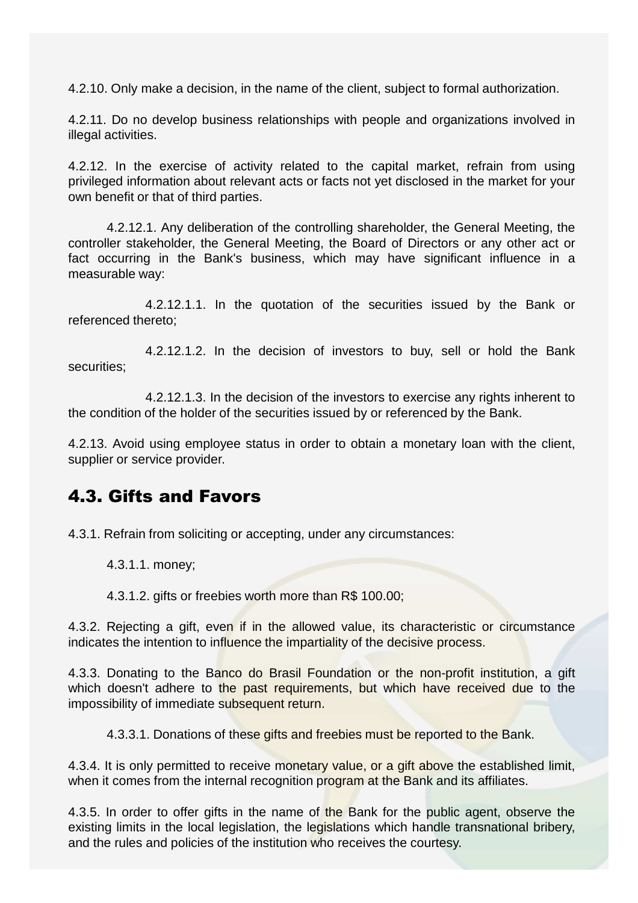4.2.10. Only make a decision, in the name of the client, subject to formal authorization.

4.2.11. Do no develop business relationships with people and organizations involved in illegal activities.

4.2.12. In the exercise of activity related to the capital market, refrain from using privileged information about relevant acts or facts not yet disclosed in the market for your own benefit or that of third parties.

4.2.12.1. Any deliberation of the controlling shareholder, the General Meeting, the controller stakeholder, the General Meeting, the Board of Directors or any other act or fact occurring in the Bank's business, which may have significant influence in a measurable way:

4.2.12.1.1. In the quotation of the securities issued by the Bank or referenced thereto;

4.2.12.1.2. In the decision of investors to buy, sell or hold the Bank securities;

4.2.12.1.3. In the decision of the investors to exercise any rights inherent to the condition of the holder of the securities issued by or referenced by the Bank.

4.2.13. Avoid using employee status in order to obtain a monetary loan with the client, supplier or service provider.

## 4.3. Gifts and Favors

4.3.1. Refrain from soliciting or accepting, under any circumstances:

4.3.1.1. money;

4.3.1.2. gifts or freebies worth more than R$ 100.00;

4.3.2. Rejecting a gift, even if in the allowed value, its characteristic or circumstance indicates the intention to influence the impartiality of the decisive process.

4.3.3. Donating to the Banco do Brasil Foundation or the non-profit institution, a gift which doesn't adhere to the past requirements, but which have received due to the impossibility of immediate subsequent return.

4.3.3.1. Donations of these gifts and freebies must be reported to the Bank.

4.3.4. It is only permitted to receive monetary value, or a gift above the established limit, when it comes from the internal recognition program at the Bank and its affiliates.

4.3.5. In order to offer gifts in the name of the Bank for the public agent, observe the existing limits in the local legislation, the legislations which handle transnational bribery, and the rules and policies of the institution who receives the courtesy.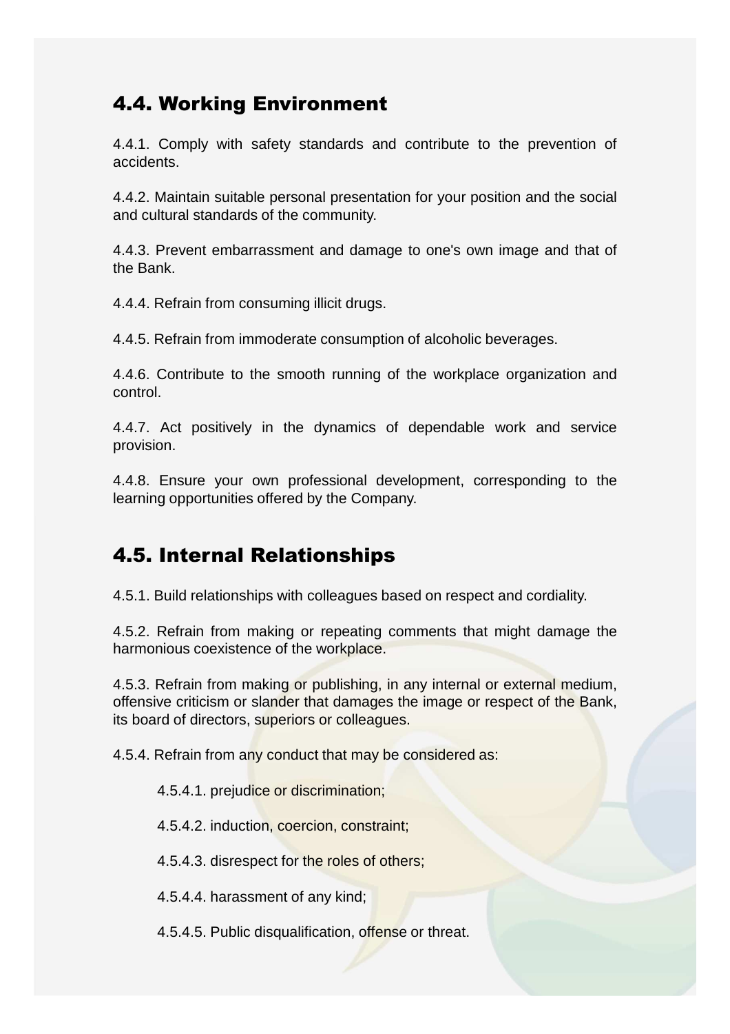## 4.4. Working Environment

4.4.1. Comply with safety standards and contribute to the prevention of accidents.

4.4.2. Maintain suitable personal presentation for your position and the social and cultural standards of the community.

4.4.3. Prevent embarrassment and damage to one's own image and that of the Bank.

4.4.4. Refrain from consuming illicit drugs.

4.4.5. Refrain from immoderate consumption of alcoholic beverages.

4.4.6. Contribute to the smooth running of the workplace organization and control.

4.4.7. Act positively in the dynamics of dependable work and service provision.

4.4.8. Ensure your own professional development, corresponding to the learning opportunities offered by the Company.

## 4.5. Internal Relationships

4.5.1. Build relationships with colleagues based on respect and cordiality.

4.5.2. Refrain from making or repeating comments that might damage the harmonious coexistence of the workplace.

4.5.3. Refrain from making or publishing, in any internal or external medium, offensive criticism or slander that damages the image or respect of the Bank, its board of directors, superiors or colleagues.

4.5.4. Refrain from any conduct that may be considered as:

  4.5.4.1. prejudice or discrimination;

  4.5.4.2. induction, coercion, constraint;

  4.5.4.3. disrespect for the roles of others;

  4.5.4.4. harassment of any kind;

  4.5.4.5. Public disqualification, offense or threat.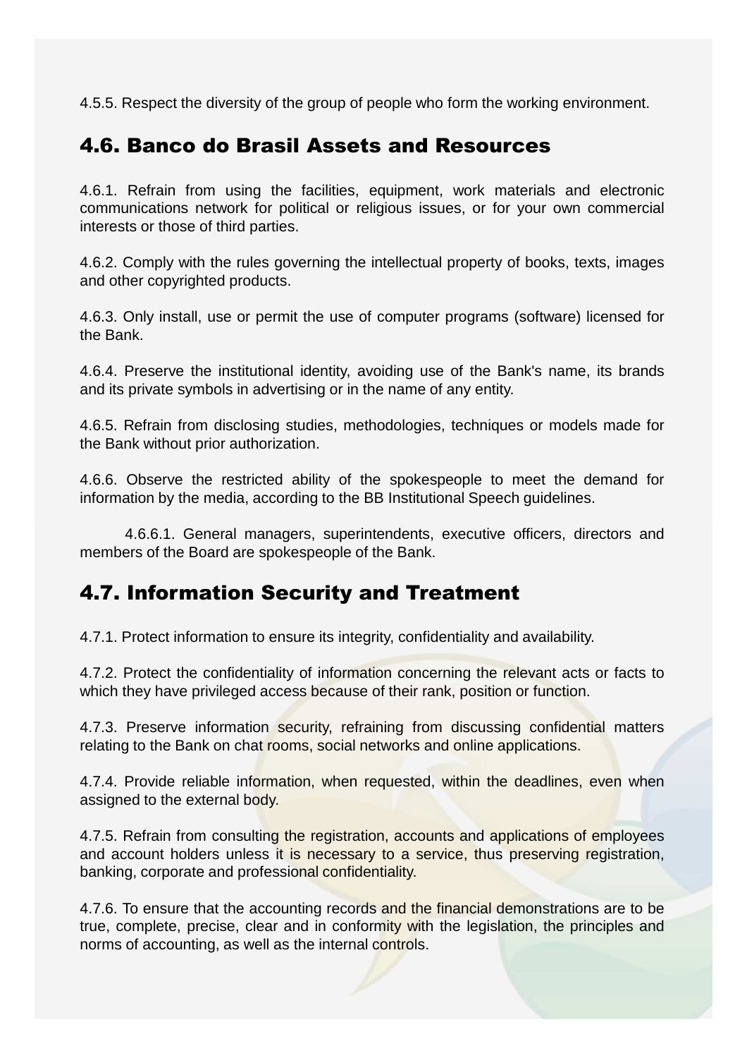4.5.5. Respect the diversity of the group of people who form the working environment.

## 4.6. Banco do Brasil Assets and Resources

4.6.1. Refrain from using the facilities, equipment, work materials and electronic communications network for political or religious issues, or for your own commercial interests or those of third parties.

4.6.2. Comply with the rules governing the intellectual property of books, texts, images and other copyrighted products.

4.6.3. Only install, use or permit the use of computer programs (software) licensed for the Bank.

4.6.4. Preserve the institutional identity, avoiding use of the Bank's name, its brands and its private symbols in advertising or in the name of any entity.

4.6.5. Refrain from disclosing studies, methodologies, techniques or models made for the Bank without prior authorization.

4.6.6. Observe the restricted ability of the spokespeople to meet the demand for information by the media, according to the BB Institutional Speech guidelines.

4.6.6.1. General managers, superintendents, executive officers, directors and members of the Board are spokespeople of the Bank.

## 4.7. Information Security and Treatment

4.7.1. Protect information to ensure its integrity, confidentiality and availability.

4.7.2. Protect the confidentiality of information concerning the relevant acts or facts to which they have privileged access because of their rank, position or function.

4.7.3. Preserve information security, refraining from discussing confidential matters relating to the Bank on chat rooms, social networks and online applications.

4.7.4. Provide reliable information, when requested, within the deadlines, even when assigned to the external body.

4.7.5. Refrain from consulting the registration, accounts and applications of employees and account holders unless it is necessary to a service, thus preserving registration, banking, corporate and professional confidentiality.

4.7.6. To ensure that the accounting records and the financial demonstrations are to be true, complete, precise, clear and in conformity with the legislation, the principles and norms of accounting, as well as the internal controls.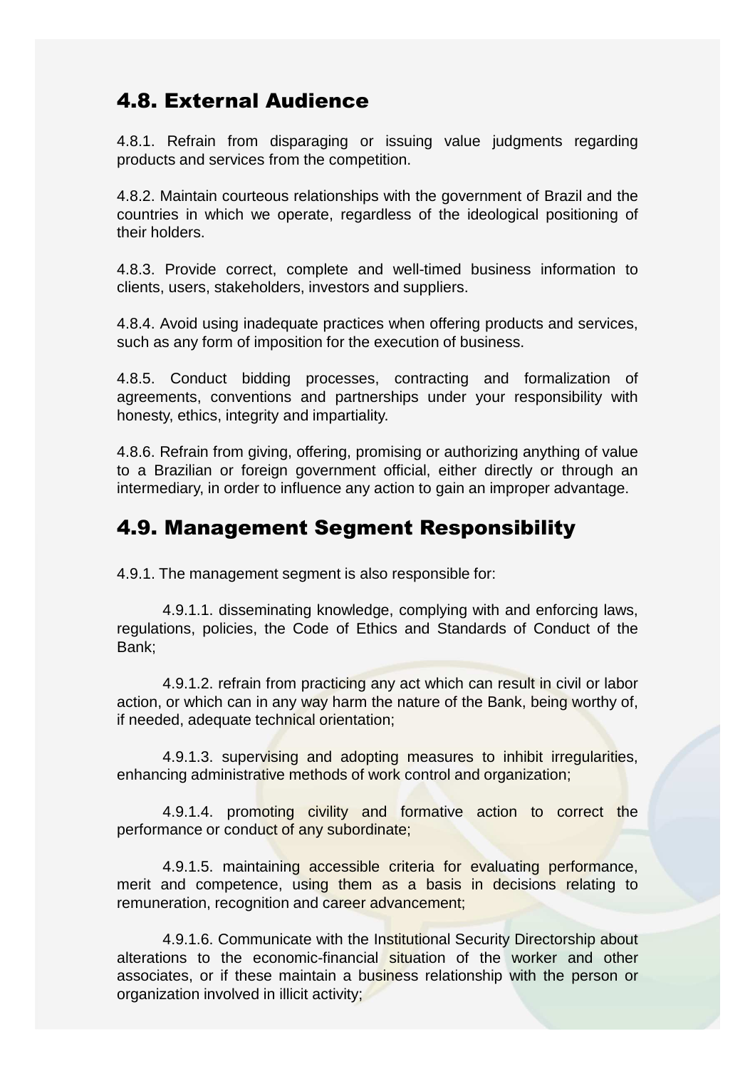## 4.8. External Audience

4.8.1. Refrain from disparaging or issuing value judgments regarding products and services from the competition.

4.8.2. Maintain courteous relationships with the government of Brazil and the countries in which we operate, regardless of the ideological positioning of their holders.

4.8.3. Provide correct, complete and well-timed business information to clients, users, stakeholders, investors and suppliers.

4.8.4. Avoid using inadequate practices when offering products and services, such as any form of imposition for the execution of business.

4.8.5. Conduct bidding processes, contracting and formalization of agreements, conventions and partnerships under your responsibility with honesty, ethics, integrity and impartiality.

4.8.6. Refrain from giving, offering, promising or authorizing anything of value to a Brazilian or foreign government official, either directly or through an intermediary, in order to influence any action to gain an improper advantage.

## 4.9. Management Segment Responsibility

4.9.1. The management segment is also responsible for:

4.9.1.1. disseminating knowledge, complying with and enforcing laws, regulations, policies, the Code of Ethics and Standards of Conduct of the Bank;

4.9.1.2. refrain from practicing any act which can result in civil or labor action, or which can in any way harm the nature of the Bank, being worthy of, if needed, adequate technical orientation;

4.9.1.3. supervising and adopting measures to inhibit irregularities, enhancing administrative methods of work control and organization;

4.9.1.4. promoting civility and formative action to correct the performance or conduct of any subordinate;

4.9.1.5. maintaining accessible criteria for evaluating performance, merit and competence, using them as a basis in decisions relating to remuneration, recognition and career advancement;

4.9.1.6. Communicate with the Institutional Security Directorship about alterations to the economic-financial situation of the worker and other associates, or if these maintain a business relationship with the person or organization involved in illicit activity;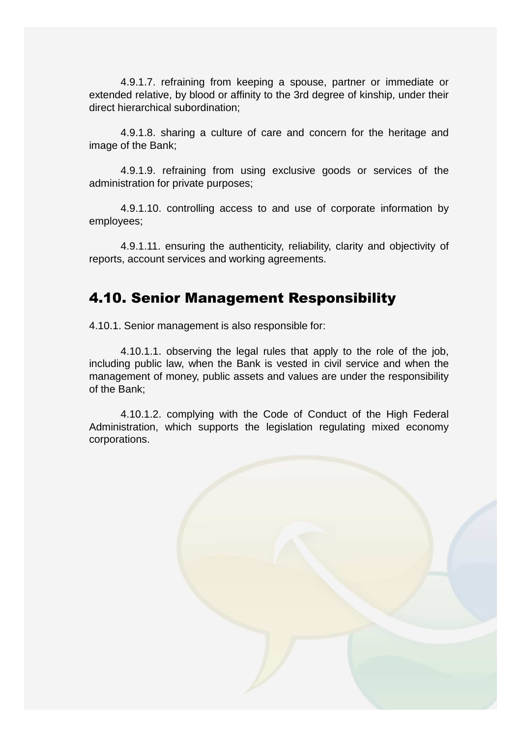4.9.1.7. refraining from keeping a spouse, partner or immediate or extended relative, by blood or affinity to the 3rd degree of kinship, under their direct hierarchical subordination;

4.9.1.8. sharing a culture of care and concern for the heritage and image of the Bank;

4.9.1.9. refraining from using exclusive goods or services of the administration for private purposes;

4.9.1.10. controlling access to and use of corporate information by employees;

4.9.1.11. ensuring the authenticity, reliability, clarity and objectivity of reports, account services and working agreements.

## 4.10. Senior Management Responsibility

4.10.1. Senior management is also responsible for:

4.10.1.1. observing the legal rules that apply to the role of the job, including public law, when the Bank is vested in civil service and when the management of money, public assets and values are under the responsibility of the Bank;

4.10.1.2. complying with the Code of Conduct of the High Federal Administration, which supports the legislation regulating mixed economy corporations.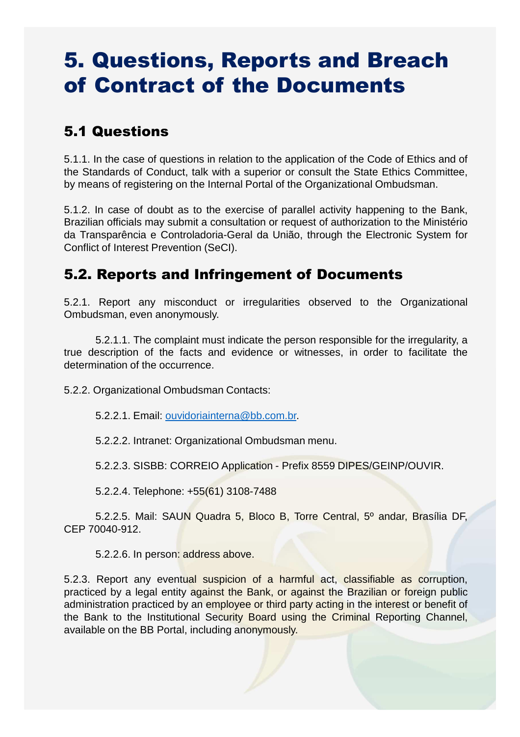# 5. Questions, Reports and Breach of Contract of the Documents

## 5.1 Questions

5.1.1. In the case of questions in relation to the application of the Code of Ethics and of the Standards of Conduct, talk with a superior or consult the State Ethics Committee, by means of registering on the Internal Portal of the Organizational Ombudsman.

5.1.2. In case of doubt as to the exercise of parallel activity happening to the Bank, Brazilian officials may submit a consultation or request of authorization to the Ministério da Transparência e Controladoria-Geral da União, through the Electronic System for Conflict of Interest Prevention (SeCI).

## 5.2. Reports and Infringement of Documents

5.2.1. Report any misconduct or irregularities observed to the Organizational Ombudsman, even anonymously.

5.2.1.1. The complaint must indicate the person responsible for the irregularity, a true description of the facts and evidence or witnesses, in order to facilitate the determination of the occurrence.

5.2.2. Organizational Ombudsman Contacts:

5.2.2.1. Email: ouvidoriainterna@bb.com.br.

5.2.2.2. Intranet: Organizational Ombudsman menu.

5.2.2.3. SISBB: CORREIO Application - Prefix 8559 DIPES/GEINP/OUVIR.

5.2.2.4. Telephone: +55(61) 3108-7488

5.2.2.5. Mail: SAUN Quadra 5, Bloco B, Torre Central, 5º andar, Brasília DF, CEP 70040-912.

5.2.2.6. In person: address above.

5.2.3. Report any eventual suspicion of a harmful act, classifiable as corruption, practiced by a legal entity against the Bank, or against the Brazilian or foreign public administration practiced by an employee or third party acting in the interest or benefit of the Bank to the Institutional Security Board using the Criminal Reporting Channel, available on the BB Portal, including anonymously.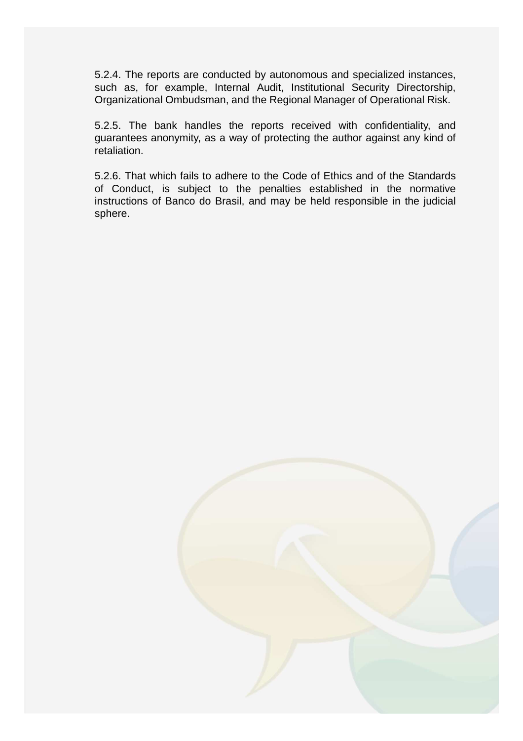5.2.4. The reports are conducted by autonomous and specialized instances, such as, for example, Internal Audit, Institutional Security Directorship, Organizational Ombudsman, and the Regional Manager of Operational Risk.

5.2.5. The bank handles the reports received with confidentiality, and guarantees anonymity, as a way of protecting the author against any kind of retaliation.

5.2.6. That which fails to adhere to the Code of Ethics and of the Standards of Conduct, is subject to the penalties established in the normative instructions of Banco do Brasil, and may be held responsible in the judicial sphere.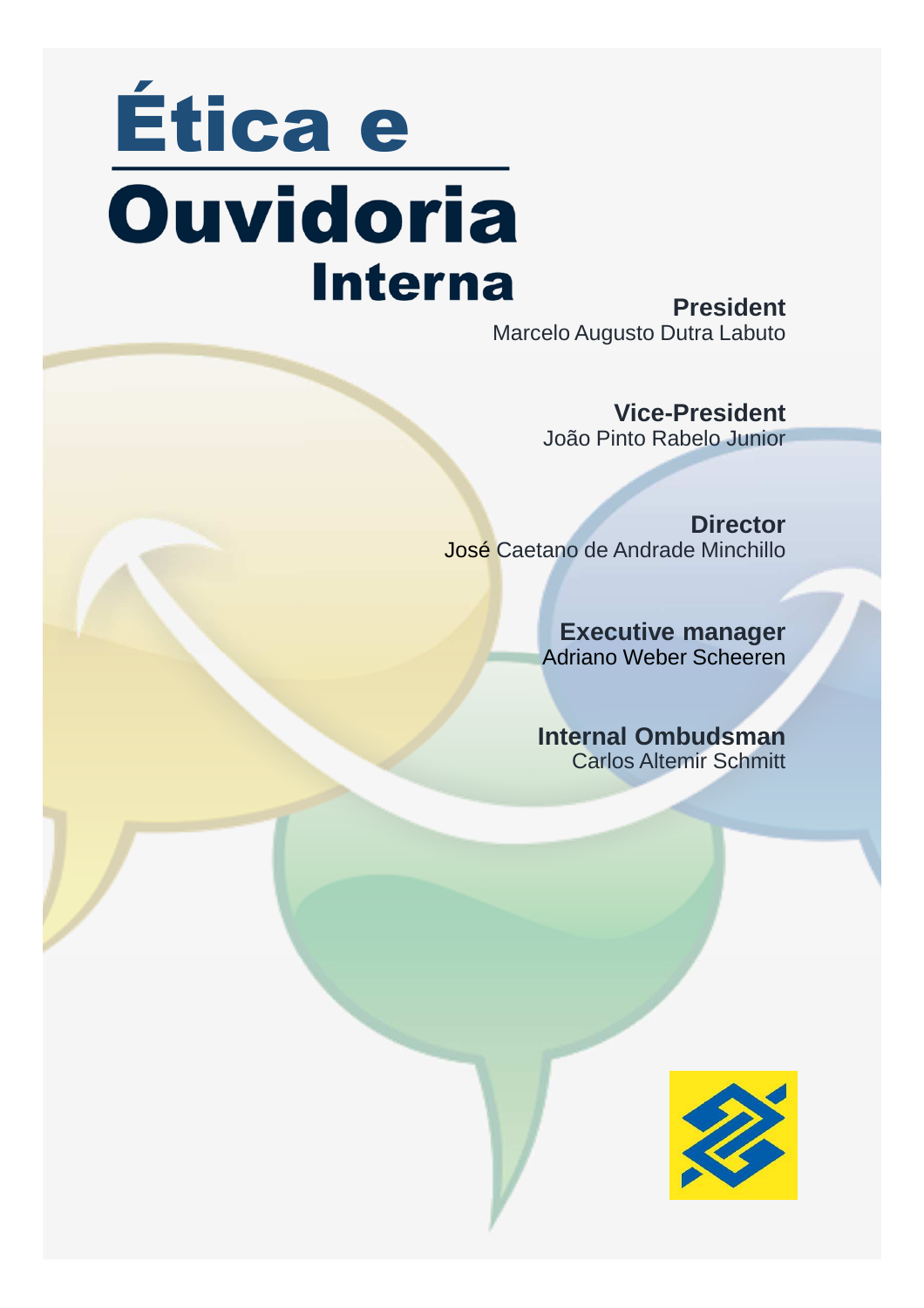# Ética e Ouvidoria Interna

**President**
Marcelo Augusto Dutra Labuto

**Vice-President**
João Pinto Rabelo Junior

**Director**
José Caetano de Andrade Minchillo

**Executive manager**
Adriano Weber Scheeren

**Internal Ombudsman**
Carlos Altemir Schmitt